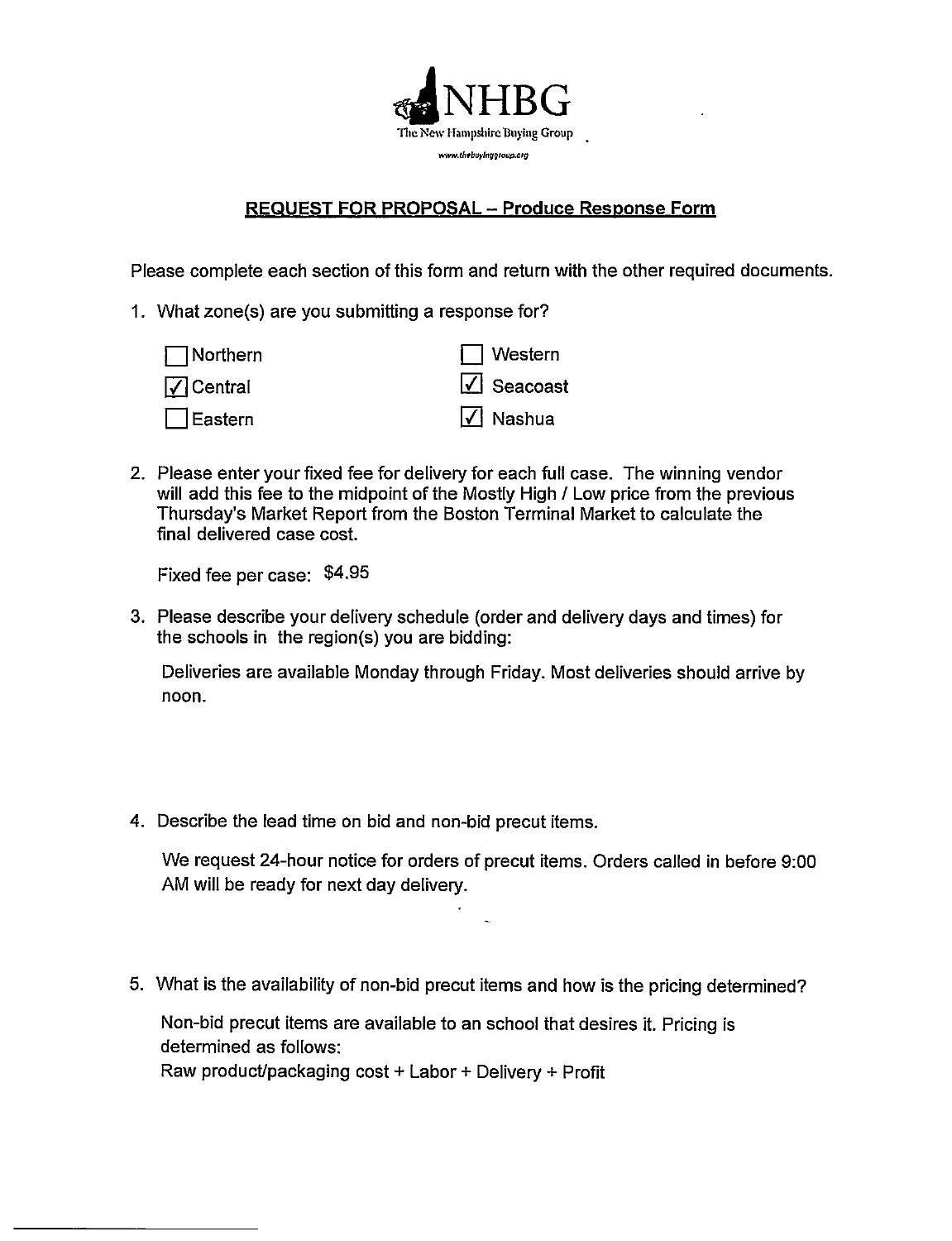NHBG

The New Hampshire Buying Group

www.thebuyinggroup.org

## REQUEST FOR PROPOSAL – Produce Response Form

Please complete each section of this form and return with the other required documents.

1. What zone(s) are you submitting a response for?

   - [ ] Northern
   - [x] Central
   - [ ] Eastern
   - [ ] Western
   - [x] Seacoast
   - [x] Nashua

2. Please enter your fixed fee for delivery for each full case. The winning vendor will add this fee to the midpoint of the Mostly High / Low price from the previous Thursday's Market Report from the Boston Terminal Market to calculate the final delivered case cost.

   Fixed fee per case: $4.95

3. Please describe your delivery schedule (order and delivery days and times) for the schools in the region(s) you are bidding:

   Deliveries are available Monday through Friday. Most deliveries should arrive by noon.

4. Describe the lead time on bid and non-bid precut items.

   We request 24-hour notice for orders of precut items. Orders called in before 9:00 AM will be ready for next day delivery.

5. What is the availability of non-bid precut items and how is the pricing determined?

   Non-bid precut items are available to an school that desires it. Pricing is determined as follows:
   Raw product/packaging cost + Labor + Delivery + Profit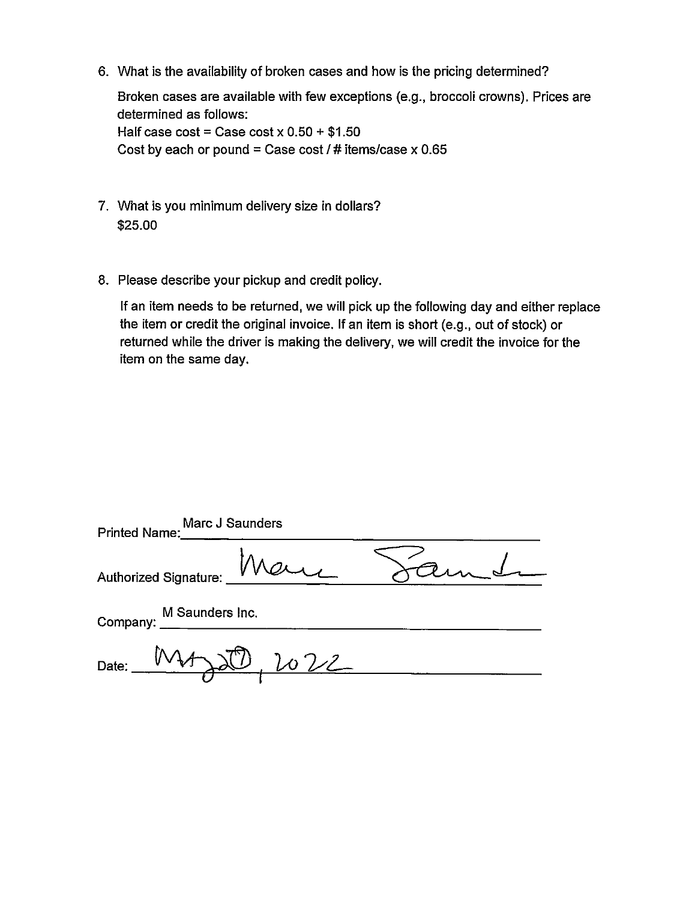6. What is the availability of broken cases and how is the pricing determined?

   Broken cases are available with few exceptions (e.g., broccoli crowns). Prices are determined as follows:
   Half case cost = Case cost x 0.50 + $1.50
   Cost by each or pound = Case cost / # items/case x 0.65

7. What is you minimum delivery size in dollars?
   $25.00

8. Please describe your pickup and credit policy.

   If an item needs to be returned, we will pick up the following day and either replace the item or credit the original invoice. If an item is short (e.g., out of stock) or returned while the driver is making the delivery, we will credit the invoice for the item on the same day.

Printed Name: Marc J Saunders

Authorized Signature: Marc Saunders

Company: M Saunders Inc.

Date: May 20, 2022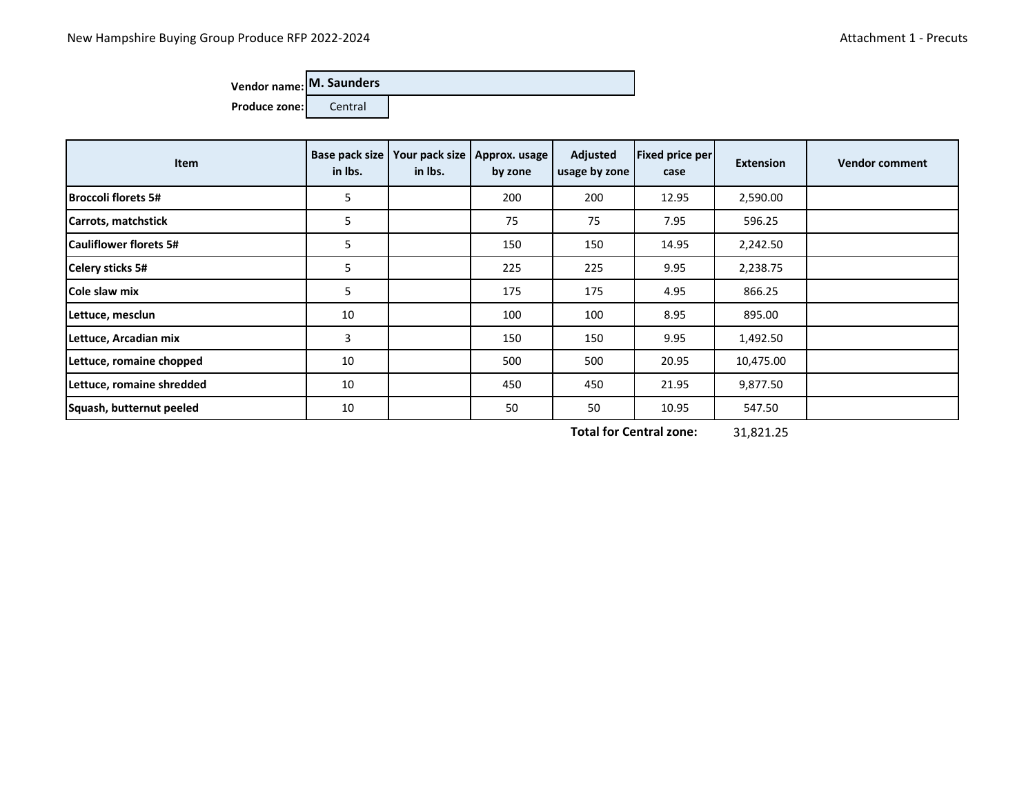**Vendor name:** M. Saunders

**Produce zone:** Central

| Item | Base pack size in lbs. | Your pack size in lbs. | Approx. usage by zone | Adjusted usage by zone | Fixed price per case | Extension | Vendor comment |
|---|---|---|---|---|---|---|---|
| **Broccoli florets 5#** | 5 | | 200 | 200 | 12.95 | 2,590.00 | |
| **Carrots, matchstick** | 5 | | 75 | 75 | 7.95 | 596.25 | |
| **Cauliflower florets 5#** | 5 | | 150 | 150 | 14.95 | 2,242.50 | |
| **Celery sticks 5#** | 5 | | 225 | 225 | 9.95 | 2,238.75 | |
| **Cole slaw mix** | 5 | | 175 | 175 | 4.95 | 866.25 | |
| **Lettuce, mesclun** | 10 | | 100 | 100 | 8.95 | 895.00 | |
| **Lettuce, Arcadian mix** | 3 | | 150 | 150 | 9.95 | 1,492.50 | |
| **Lettuce, romaine chopped** | 10 | | 500 | 500 | 20.95 | 10,475.00 | |
| **Lettuce, romaine shredded** | 10 | | 450 | 450 | 21.95 | 9,877.50 | |
| **Squash, butternut peeled** | 10 | | 50 | 50 | 10.95 | 547.50 | |
| | | | | | **Total for Central zone:** | 31,821.25 | |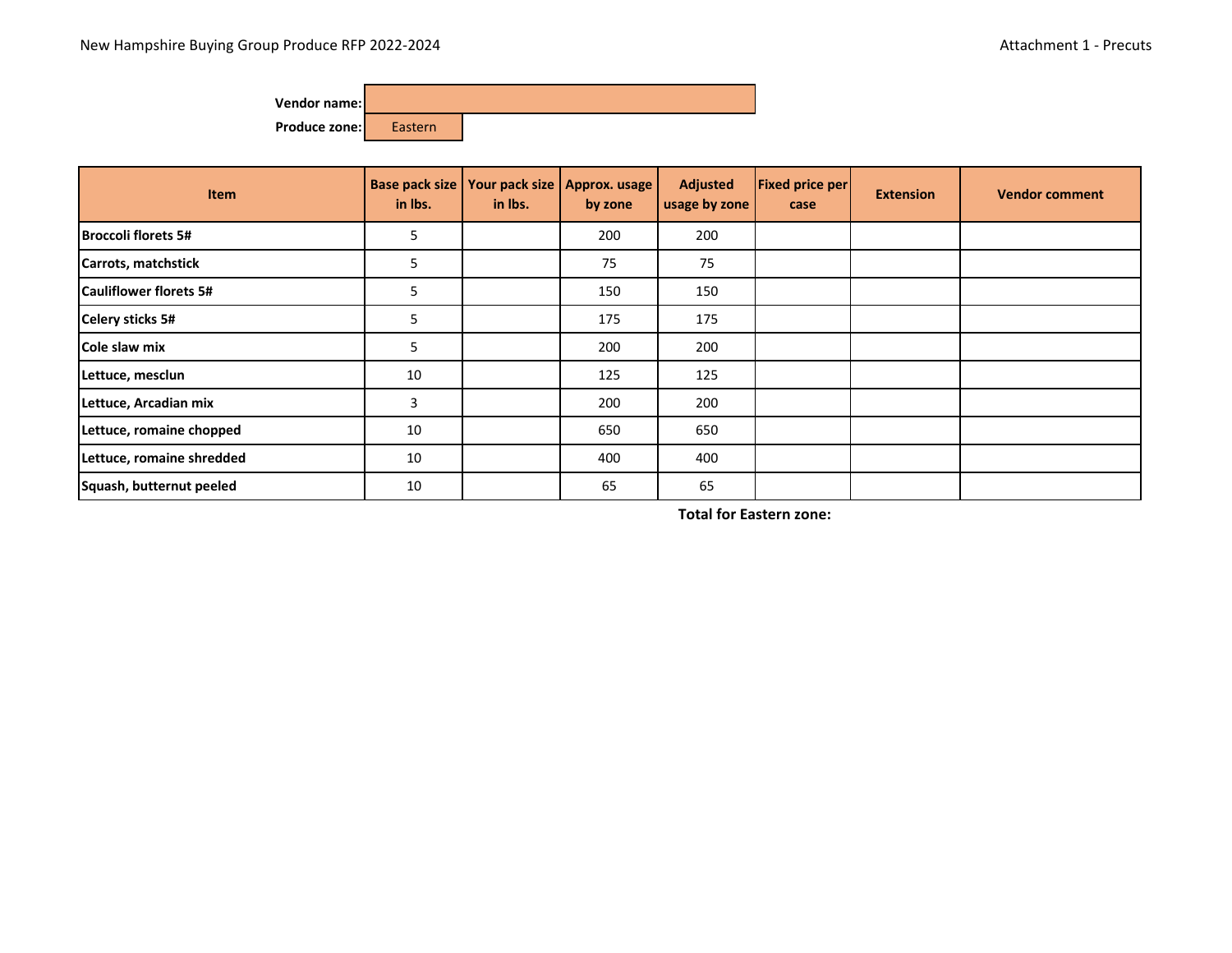**Vendor name:**

**Produce zone:** Eastern

| Item | Base pack size in lbs. | Your pack size in lbs. | Approx. usage by zone | Adjusted usage by zone | Fixed price per case | Extension | Vendor comment |
|---|---|---|---|---|---|---|---|
| **Broccoli florets 5#** | 5 | | 200 | 200 | | | |
| **Carrots, matchstick** | 5 | | 75 | 75 | | | |
| **Cauliflower florets 5#** | 5 | | 150 | 150 | | | |
| **Celery sticks 5#** | 5 | | 175 | 175 | | | |
| **Cole slaw mix** | 5 | | 200 | 200 | | | |
| **Lettuce, mesclun** | 10 | | 125 | 125 | | | |
| **Lettuce, Arcadian mix** | 3 | | 200 | 200 | | | |
| **Lettuce, romaine chopped** | 10 | | 650 | 650 | | | |
| **Lettuce, romaine shredded** | 10 | | 400 | 400 | | | |
| **Squash, butternut peeled** | 10 | | 65 | 65 | | | |
| | | | | **Total for Eastern zone:** | | | |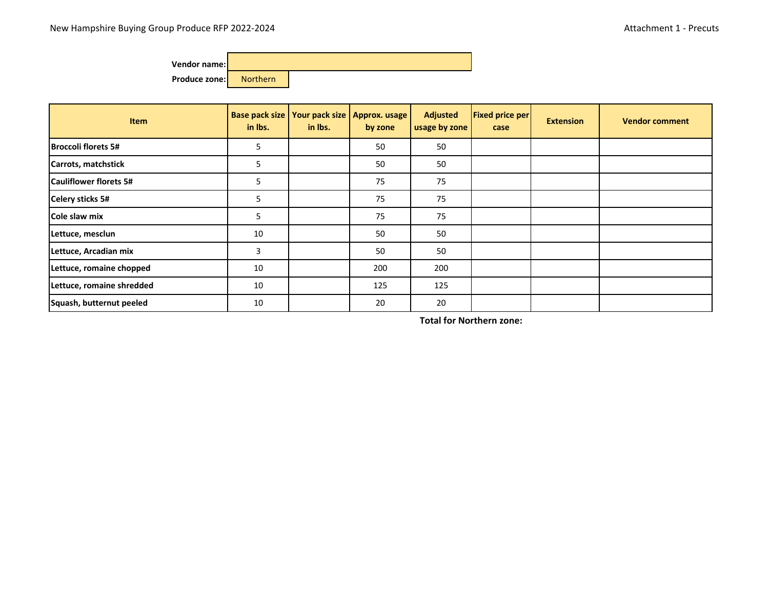Vendor name:

Produce zone: Northern

| Item | Base pack size in lbs. | Your pack size in lbs. | Approx. usage by zone | Adjusted usage by zone | Fixed price per case | Extension | Vendor comment |
|---|---|---|---|---|---|---|---|
| **Broccoli florets 5#** | 5 | | 50 | 50 | | | |
| **Carrots, matchstick** | 5 | | 50 | 50 | | | |
| **Cauliflower florets 5#** | 5 | | 75 | 75 | | | |
| **Celery sticks 5#** | 5 | | 75 | 75 | | | |
| **Cole slaw mix** | 5 | | 75 | 75 | | | |
| **Lettuce, mesclun** | 10 | | 50 | 50 | | | |
| **Lettuce, Arcadian mix** | 3 | | 50 | 50 | | | |
| **Lettuce, romaine chopped** | 10 | | 200 | 200 | | | |
| **Lettuce, romaine shredded** | 10 | | 125 | 125 | | | |
| **Squash, butternut peeled** | 10 | | 20 | 20 | | | |

**Total for Northern zone:**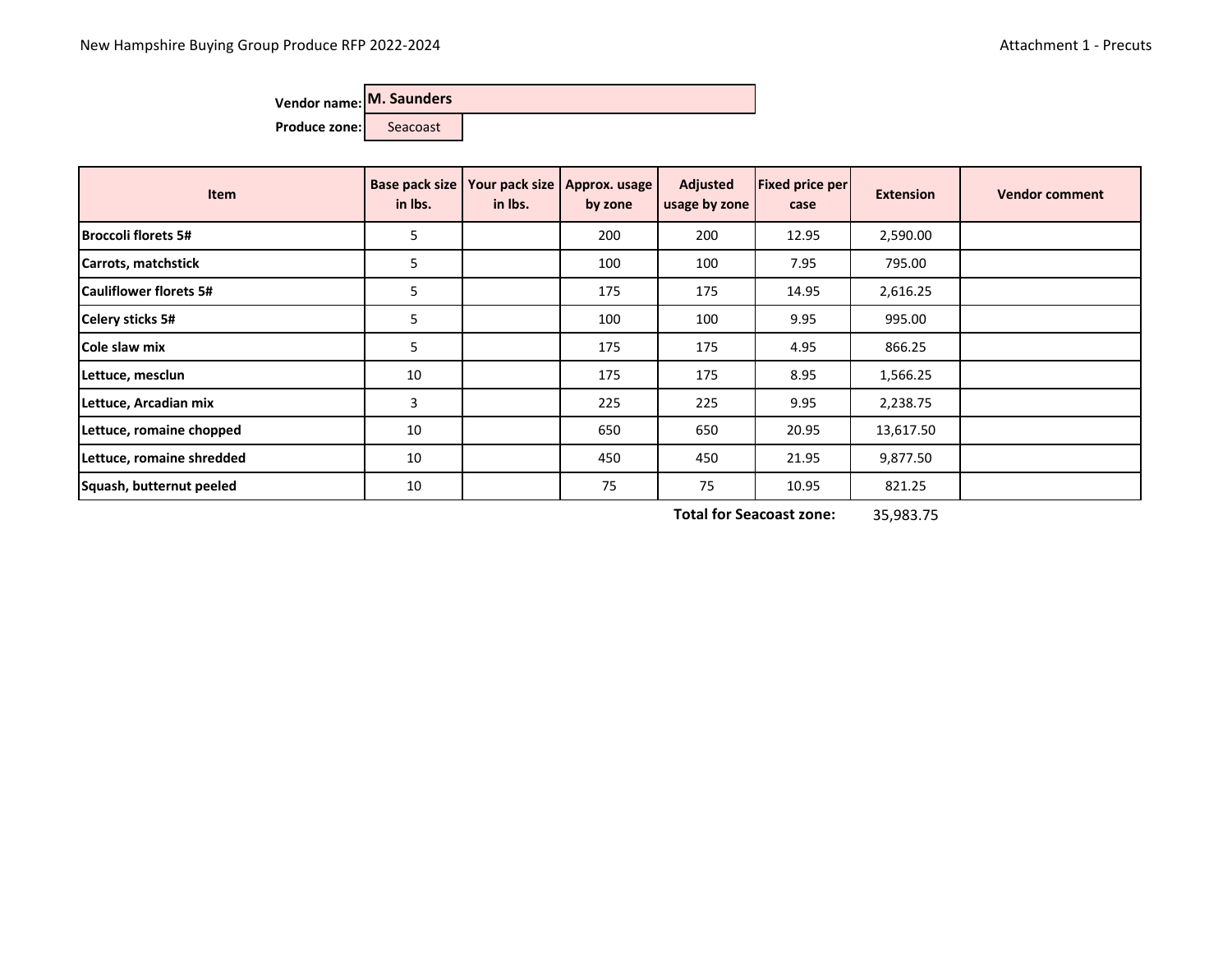Vendor name: **M. Saunders**

Produce zone: Seacoast

| Item | Base pack size in lbs. | Your pack size in lbs. | Approx. usage by zone | Adjusted usage by zone | Fixed price per case | Extension | Vendor comment |
|---|---|---|---|---|---|---|---|
| **Broccoli florets 5#** | 5 | | 200 | 200 | 12.95 | 2,590.00 | |
| **Carrots, matchstick** | 5 | | 100 | 100 | 7.95 | 795.00 | |
| **Cauliflower florets 5#** | 5 | | 175 | 175 | 14.95 | 2,616.25 | |
| **Celery sticks 5#** | 5 | | 100 | 100 | 9.95 | 995.00 | |
| **Cole slaw mix** | 5 | | 175 | 175 | 4.95 | 866.25 | |
| **Lettuce, mesclun** | 10 | | 175 | 175 | 8.95 | 1,566.25 | |
| **Lettuce, Arcadian mix** | 3 | | 225 | 225 | 9.95 | 2,238.75 | |
| **Lettuce, romaine chopped** | 10 | | 650 | 650 | 20.95 | 13,617.50 | |
| **Lettuce, romaine shredded** | 10 | | 450 | 450 | 21.95 | 9,877.50 | |
| **Squash, butternut peeled** | 10 | | 75 | 75 | 10.95 | 821.25 | |
| | | | | **Total for Seacoast zone:** | | 35,983.75 | |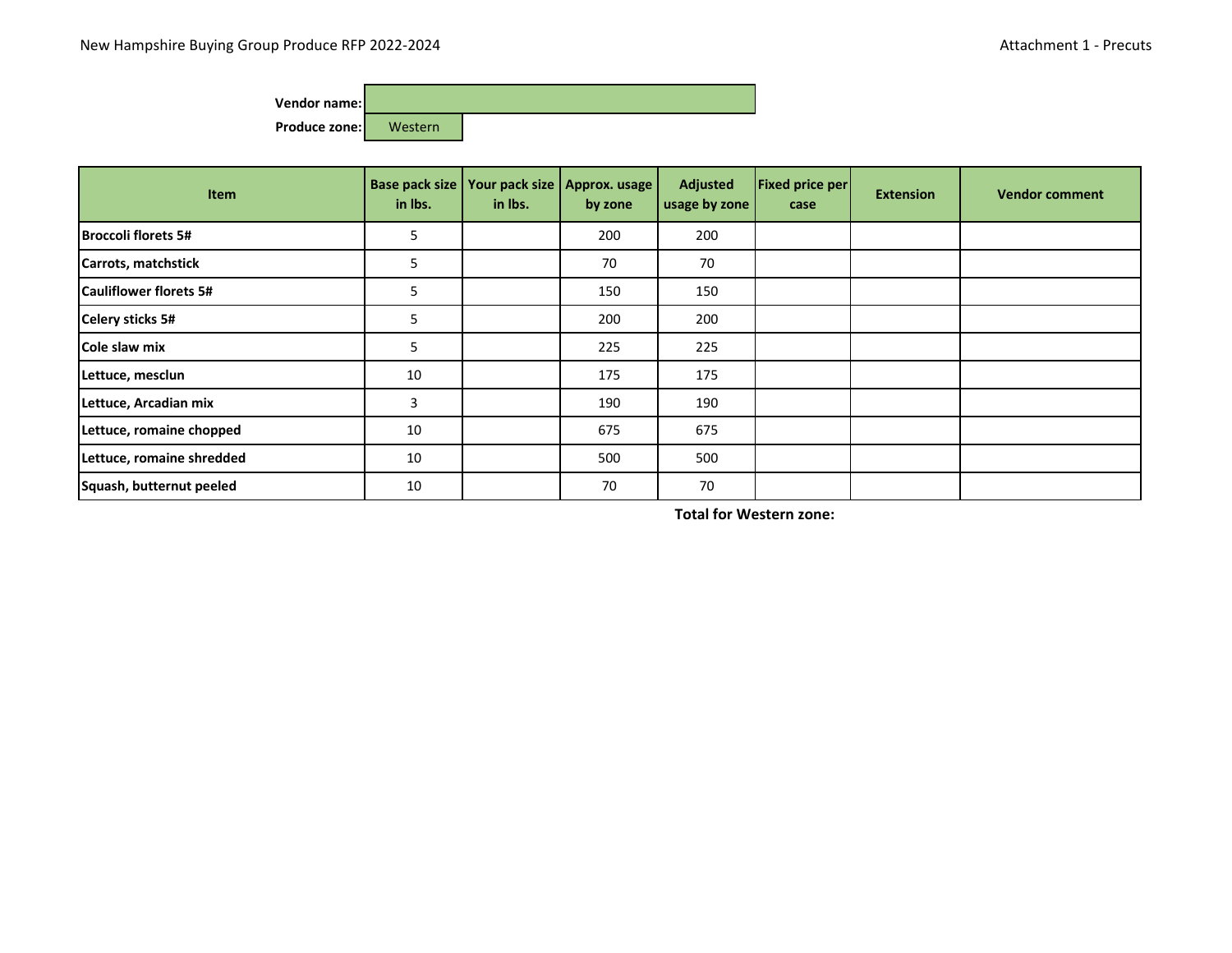**Vendor name:**

**Produce zone:** Western

| Item | Base pack size in lbs. | Your pack size in lbs. | Approx. usage by zone | Adjusted usage by zone | Fixed price per case | Extension | Vendor comment |
|---|---|---|---|---|---|---|---|
| **Broccoli florets 5#** | 5 | | 200 | 200 | | | |
| **Carrots, matchstick** | 5 | | 70 | 70 | | | |
| **Cauliflower florets 5#** | 5 | | 150 | 150 | | | |
| **Celery sticks 5#** | 5 | | 200 | 200 | | | |
| **Cole slaw mix** | 5 | | 225 | 225 | | | |
| **Lettuce, mesclun** | 10 | | 175 | 175 | | | |
| **Lettuce, Arcadian mix** | 3 | | 190 | 190 | | | |
| **Lettuce, romaine chopped** | 10 | | 675 | 675 | | | |
| **Lettuce, romaine shredded** | 10 | | 500 | 500 | | | |
| **Squash, butternut peeled** | 10 | | 70 | 70 | | | |
| | | | | **Total for Western zone:** | | | |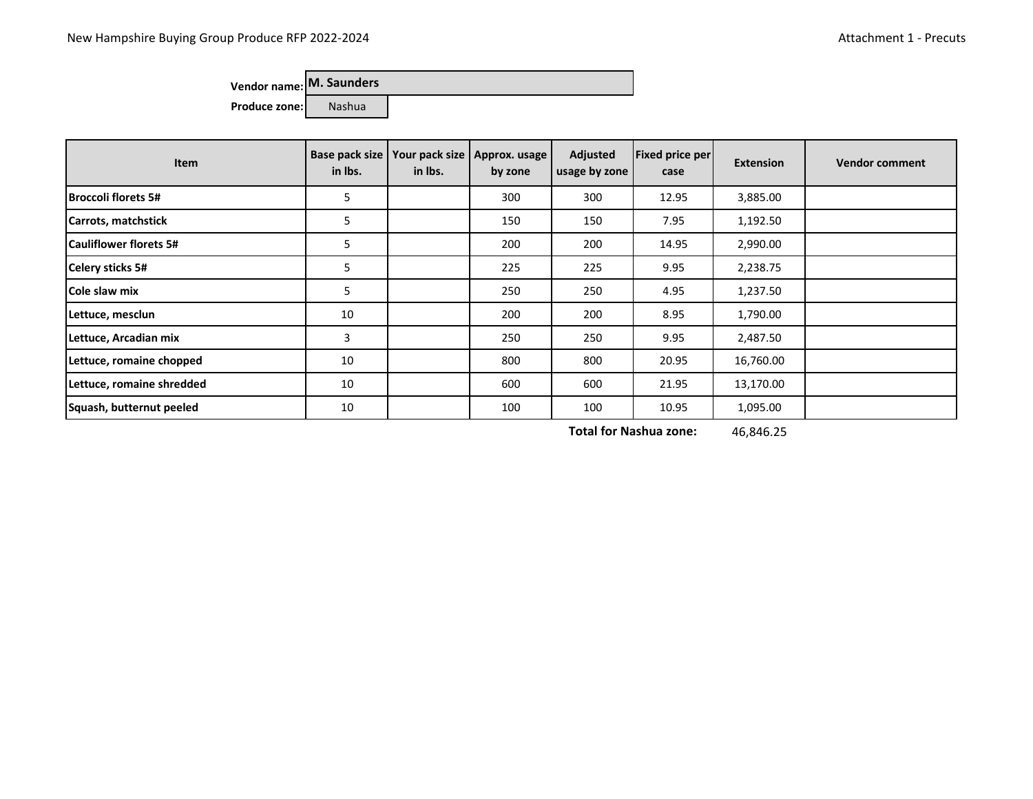Vendor name: **M. Saunders**

Produce zone: Nashua

| Item | Base pack size in lbs. | Your pack size in lbs. | Approx. usage by zone | Adjusted usage by zone | Fixed price per case | Extension | Vendor comment |
|---|---|---|---|---|---|---|---|
| **Broccoli florets 5#** | 5 | | 300 | 300 | 12.95 | 3,885.00 | |
| **Carrots, matchstick** | 5 | | 150 | 150 | 7.95 | 1,192.50 | |
| **Cauliflower florets 5#** | 5 | | 200 | 200 | 14.95 | 2,990.00 | |
| **Celery sticks 5#** | 5 | | 225 | 225 | 9.95 | 2,238.75 | |
| **Cole slaw mix** | 5 | | 250 | 250 | 4.95 | 1,237.50 | |
| **Lettuce, mesclun** | 10 | | 200 | 200 | 8.95 | 1,790.00 | |
| **Lettuce, Arcadian mix** | 3 | | 250 | 250 | 9.95 | 2,487.50 | |
| **Lettuce, romaine chopped** | 10 | | 800 | 800 | 20.95 | 16,760.00 | |
| **Lettuce, romaine shredded** | 10 | | 600 | 600 | 21.95 | 13,170.00 | |
| **Squash, butternut peeled** | 10 | | 100 | 100 | 10.95 | 1,095.00 | |
| | | | | | **Total for Nashua zone:** | 46,846.25 | |